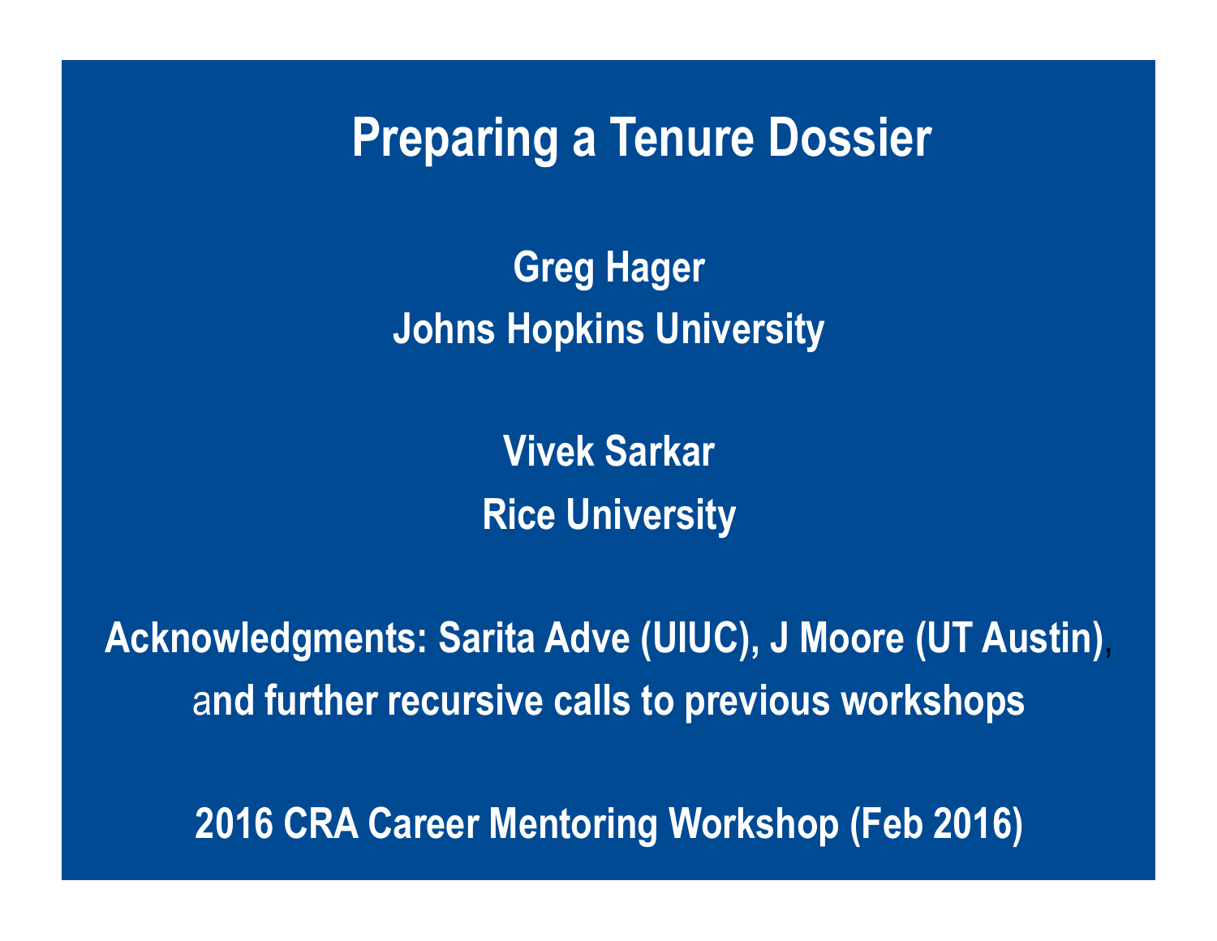# Preparing a Tenure Dossier

**Greg Hager**

**Johns Hopkins University**

**Vivek Sarkar**

**Rice University**

**Acknowledgments: Sarita Adve (UIUC), J Moore (UT Austin), and further recursive calls to previous workshops**

**2016 CRA Career Mentoring Workshop (Feb 2016)**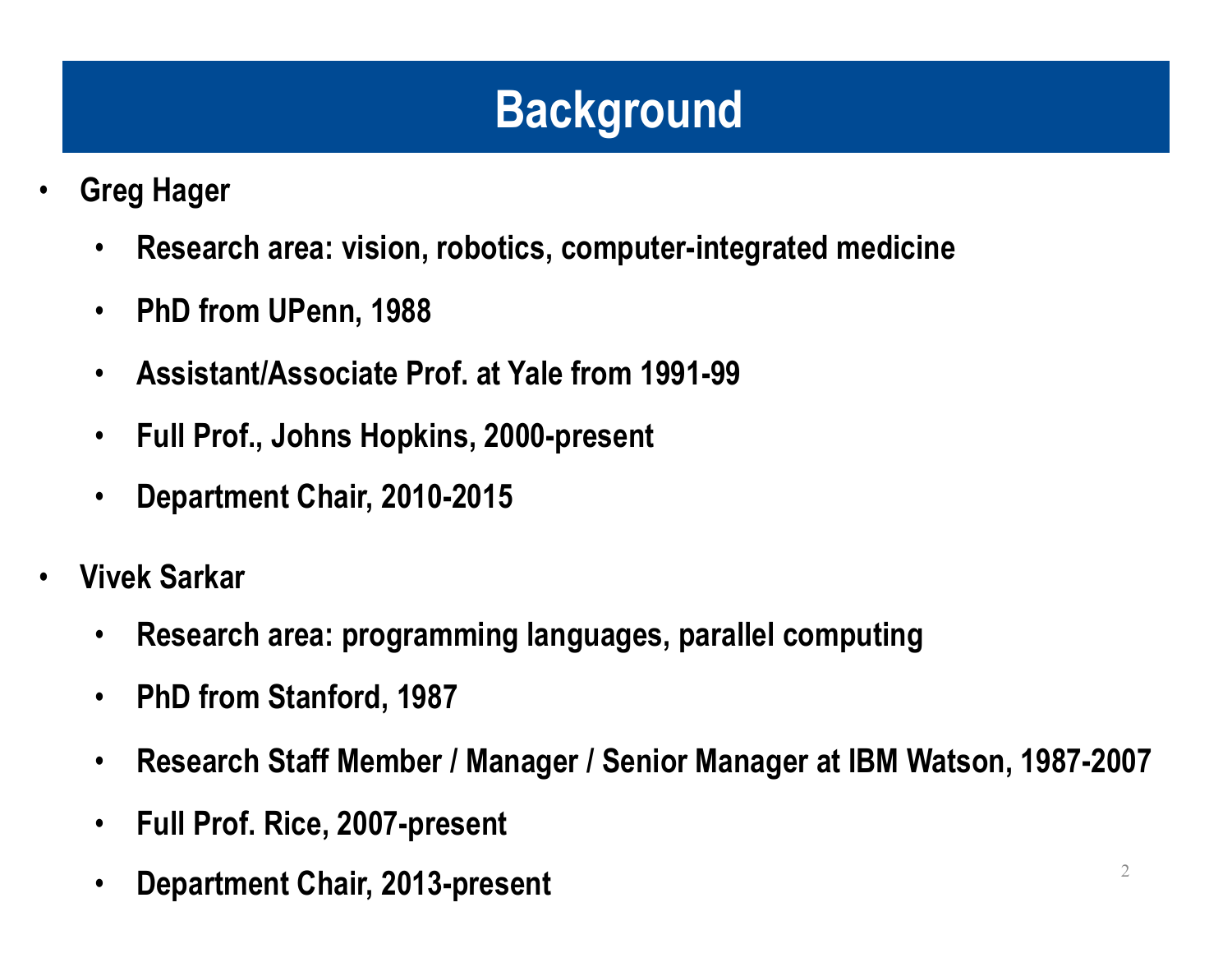# Background

- **Greg Hager**
  - **Research area: vision, robotics, computer-integrated medicine**
  - **PhD from UPenn, 1988**
  - **Assistant/Associate Prof. at Yale from 1991-99**
  - **Full Prof., Johns Hopkins, 2000-present**
  - **Department Chair, 2010-2015**
- **Vivek Sarkar**
  - **Research area: programming languages, parallel computing**
  - **PhD from Stanford, 1987**
  - **Research Staff Member / Manager / Senior Manager at IBM Watson, 1987-2007**
  - **Full Prof. Rice, 2007-present**
  - **Department Chair, 2013-present**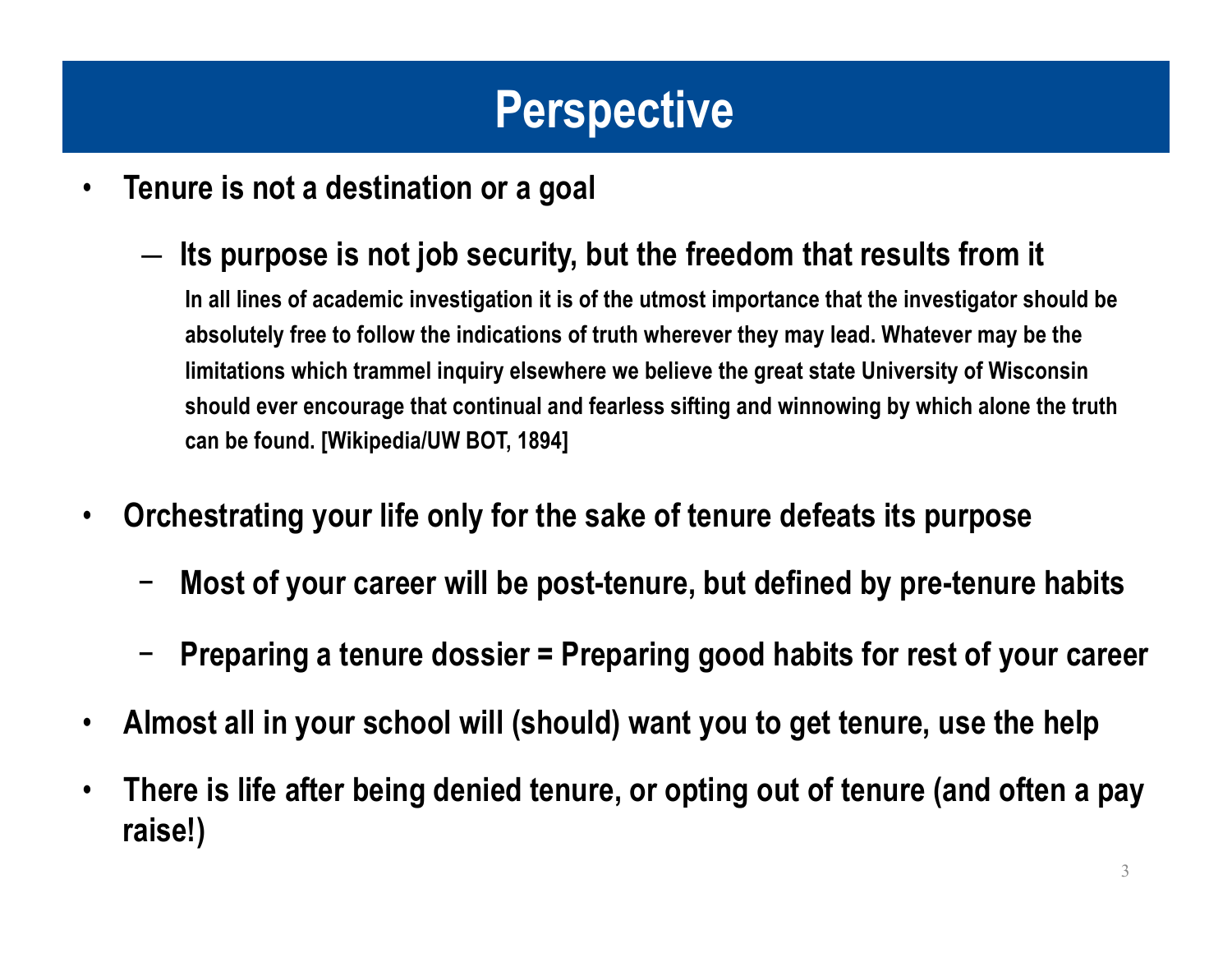# Perspective

- **Tenure is not a destination or a goal**
  - **Its purpose is not job security, but the freedom that results from it**

    **In all lines of academic investigation it is of the utmost importance that the investigator should be absolutely free to follow the indications of truth wherever they may lead. Whatever may be the limitations which trammel inquiry elsewhere we believe the great state University of Wisconsin should ever encourage that continual and fearless sifting and winnowing by which alone the truth can be found. [Wikipedia/UW BOT, 1894]**

- **Orchestrating your life only for the sake of tenure defeats its purpose**
  - **Most of your career will be post-tenure, but defined by pre-tenure habits**
  - **Preparing a tenure dossier = Preparing good habits for rest of your career**
- **Almost all in your school will (should) want you to get tenure, use the help**
- **There is life after being denied tenure, or opting out of tenure (and often a pay raise!)**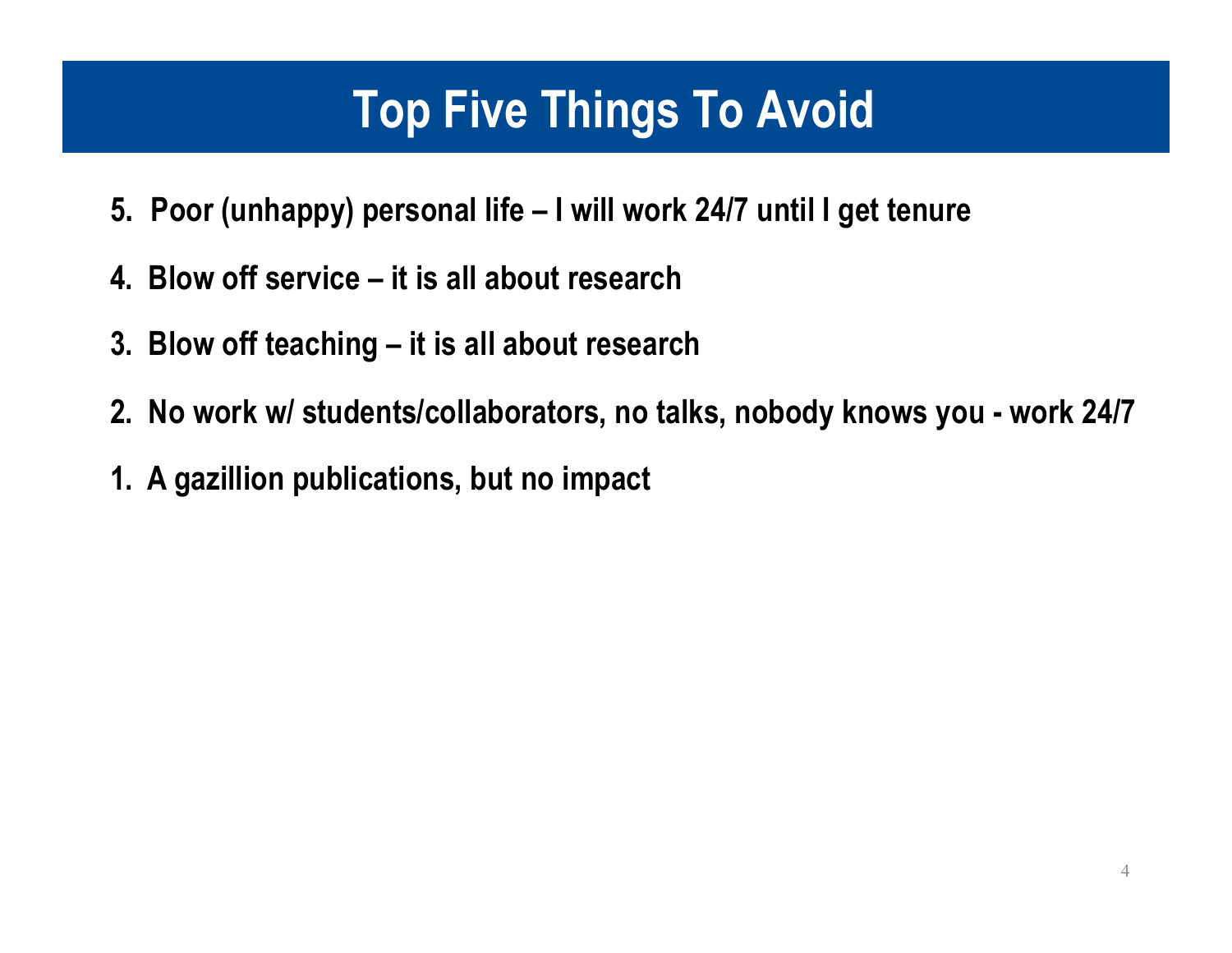# Top Five Things To Avoid

5. Poor (unhappy) personal life – I will work 24/7 until I get tenure
4. Blow off service – it is all about research
3. Blow off teaching – it is all about research
2. No work w/ students/collaborators, no talks, nobody knows you - work 24/7
1. A gazillion publications, but no impact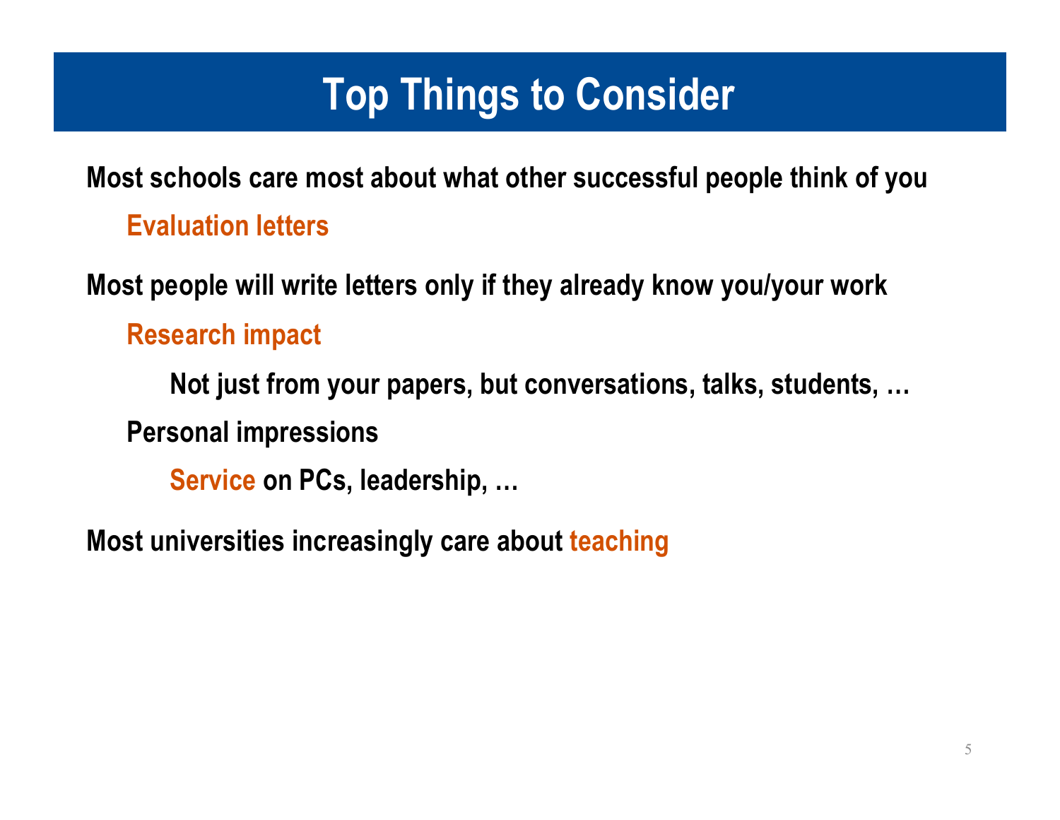# Top Things to Consider

Most schools care most about what other successful people think of you

- Evaluation letters

Most people will write letters only if they already know you/your work

- Research impact
  - Not just from your papers, but conversations, talks, students, …
- Personal impressions
  - Service on PCs, leadership, …

Most universities increasingly care about teaching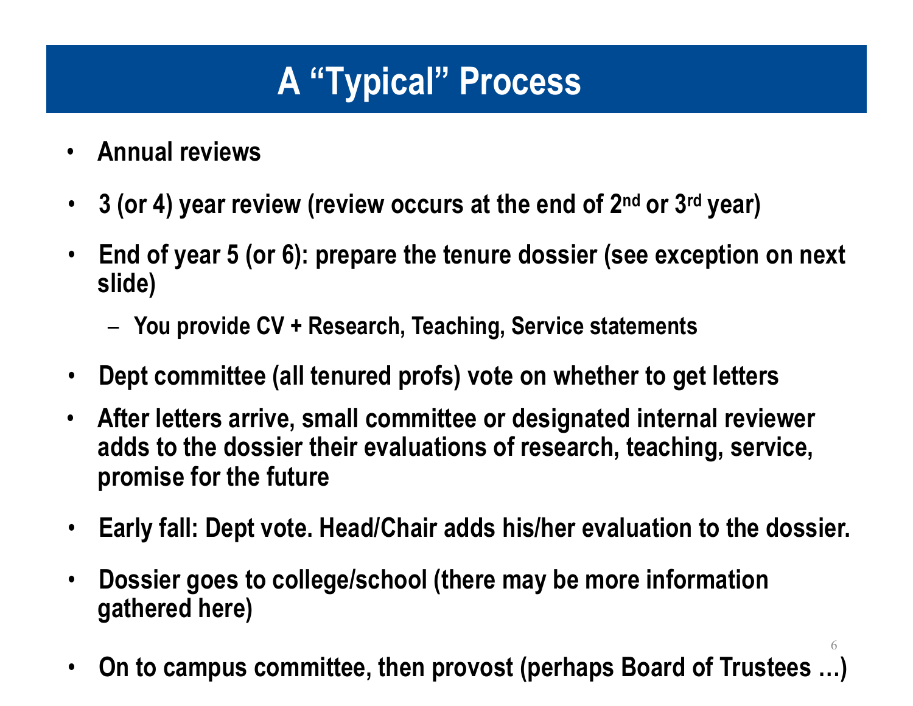# A "Typical" Process

- Annual reviews
- 3 (or 4) year review (review occurs at the end of 2nd or 3rd year)
- End of year 5 (or 6): prepare the tenure dossier (see exception on next slide)
  - You provide CV + Research, Teaching, Service statements
- Dept committee (all tenured profs) vote on whether to get letters
- After letters arrive, small committee or designated internal reviewer adds to the dossier their evaluations of research, teaching, service, promise for the future
- Early fall: Dept vote. Head/Chair adds his/her evaluation to the dossier.
- Dossier goes to college/school (there may be more information gathered here)
- On to campus committee, then provost (perhaps Board of Trustees …)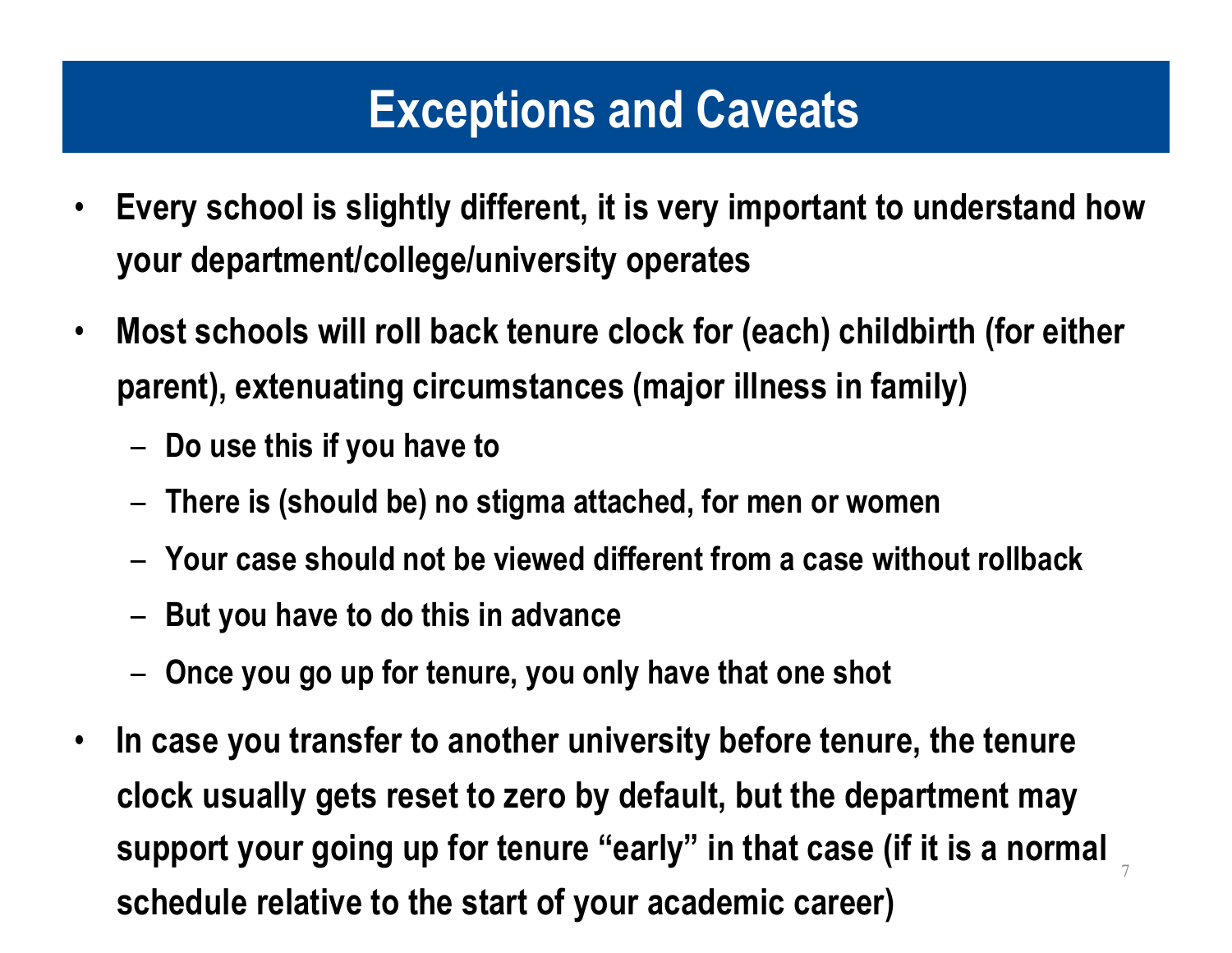# Exceptions and Caveats

- Every school is slightly different, it is very important to understand how your department/college/university operates
- Most schools will roll back tenure clock for (each) childbirth (for either parent), extenuating circumstances (major illness in family)
  - Do use this if you have to
  - There is (should be) no stigma attached, for men or women
  - Your case should not be viewed different from a case without rollback
  - But you have to do this in advance
  - Once you go up for tenure, you only have that one shot
- In case you transfer to another university before tenure, the tenure clock usually gets reset to zero by default, but the department may support your going up for tenure "early" in that case (if it is a normal schedule relative to the start of your academic career)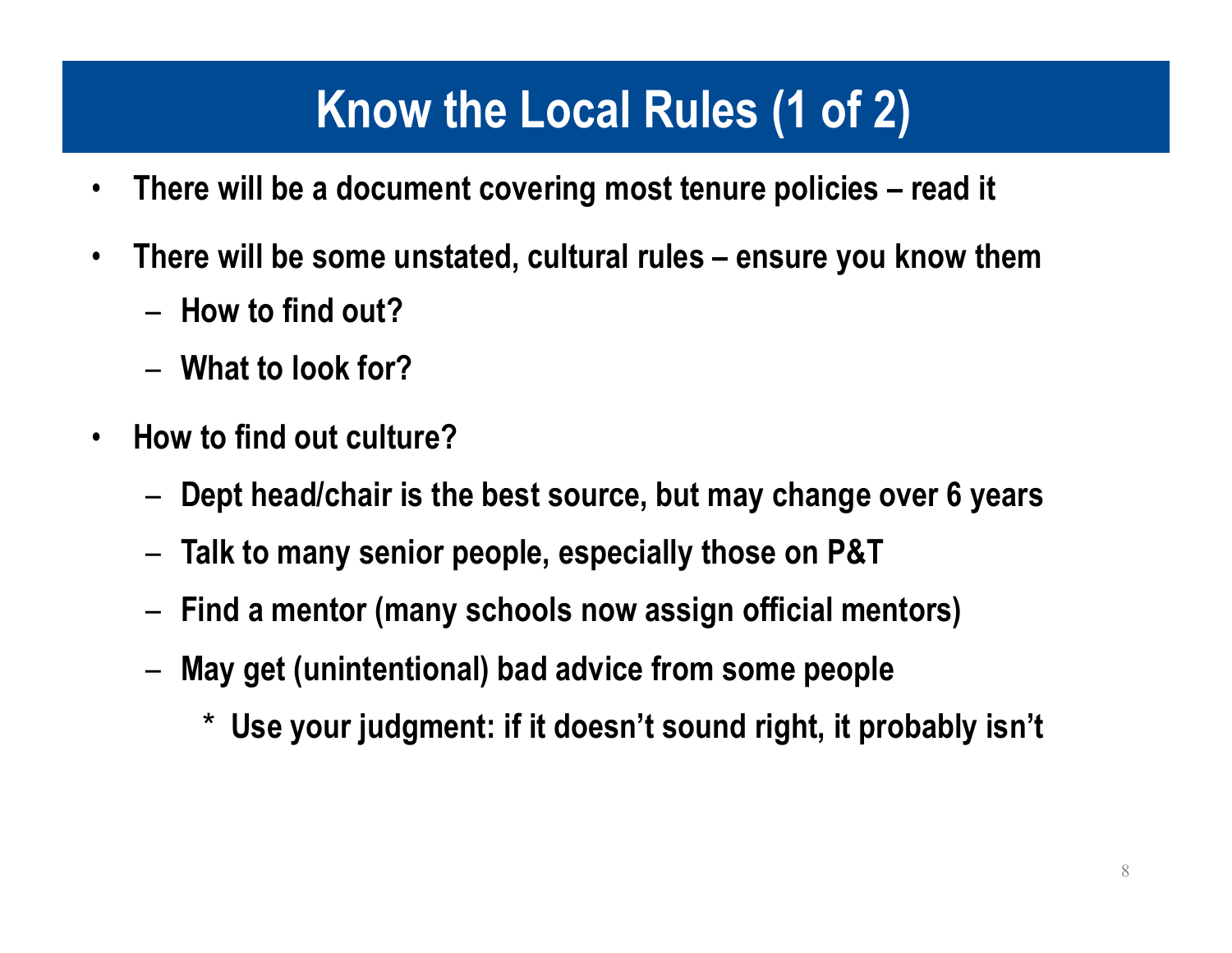# Know the Local Rules (1 of 2)

- There will be a document covering most tenure policies – read it
- There will be some unstated, cultural rules – ensure you know them
  - How to find out?
  - What to look for?
- How to find out culture?
  - Dept head/chair is the best source, but may change over 6 years
  - Talk to many senior people, especially those on P&T
  - Find a mentor (many schools now assign official mentors)
  - May get (unintentional) bad advice from some people
    - Use your judgment: if it doesn't sound right, it probably isn't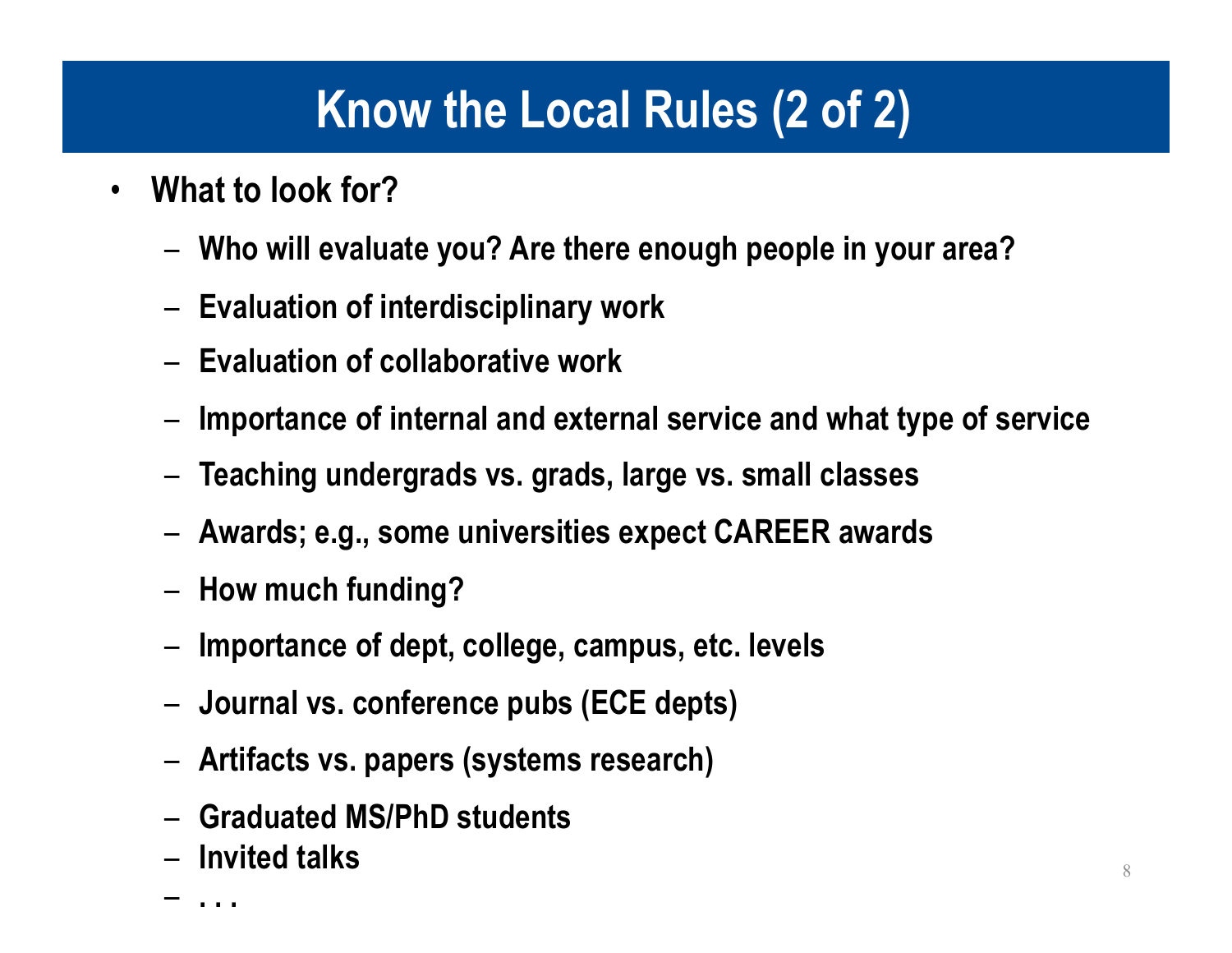# Know the Local Rules (2 of 2)

- **What to look for?**
  - **Who will evaluate you? Are there enough people in your area?**
  - **Evaluation of interdisciplinary work**
  - **Evaluation of collaborative work**
  - **Importance of internal and external service and what type of service**
  - **Teaching undergrads vs. grads, large vs. small classes**
  - **Awards; e.g., some universities expect CAREER awards**
  - **How much funding?**
  - **Importance of dept, college, campus, etc. levels**
  - **Journal vs. conference pubs (ECE depts)**
  - **Artifacts vs. papers (systems research)**
  - **Graduated MS/PhD students**
  - **Invited talks**
  - **. . .**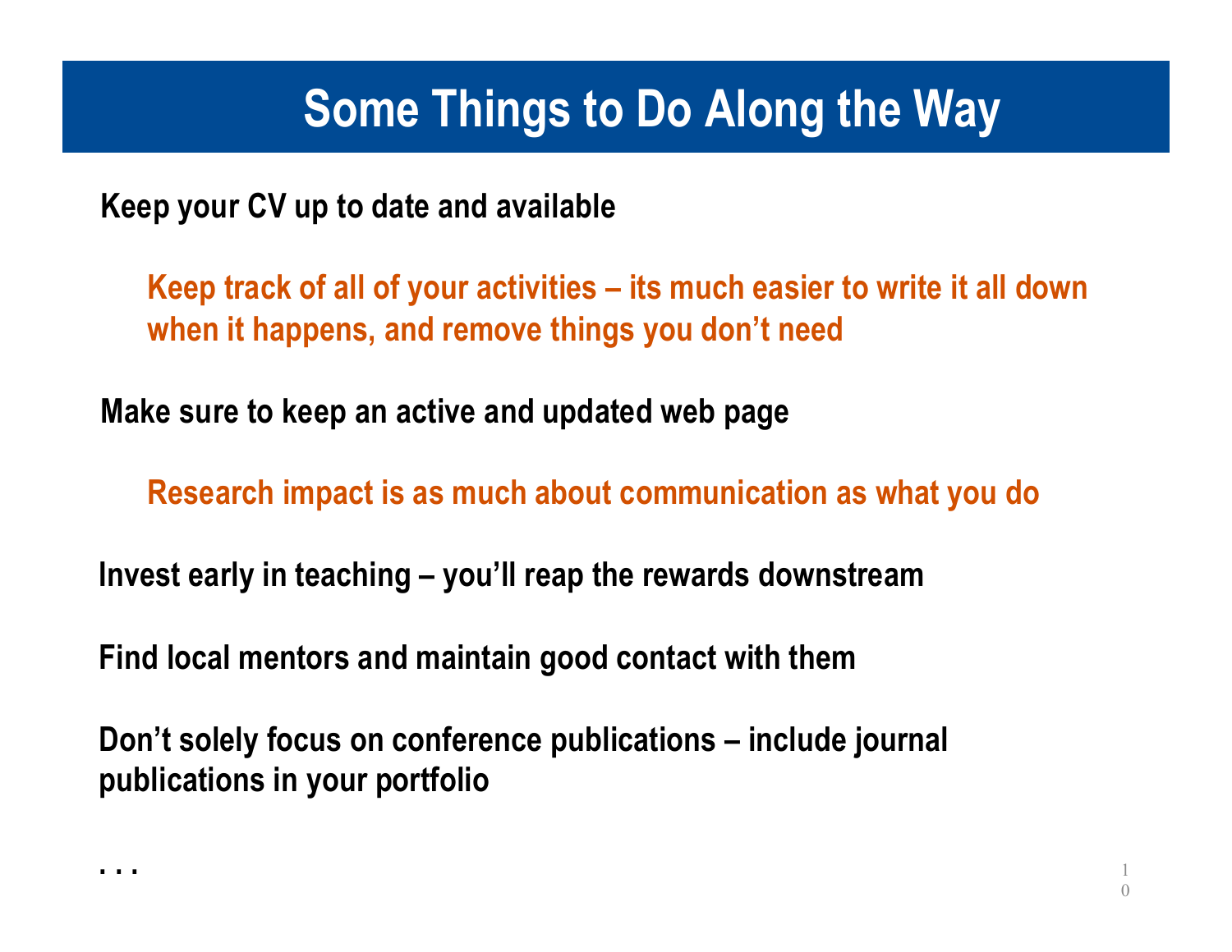# Some Things to Do Along the Way

**Keep your CV up to date and available**

> **Keep track of all of your activities – its much easier to write it all down when it happens, and remove things you don't need**

**Make sure to keep an active and updated web page**

> **Research impact is as much about communication as what you do**

**Invest early in teaching – you'll reap the rewards downstream**

**Find local mentors and maintain good contact with them**

**Don't solely focus on conference publications – include journal publications in your portfolio**

**. . .**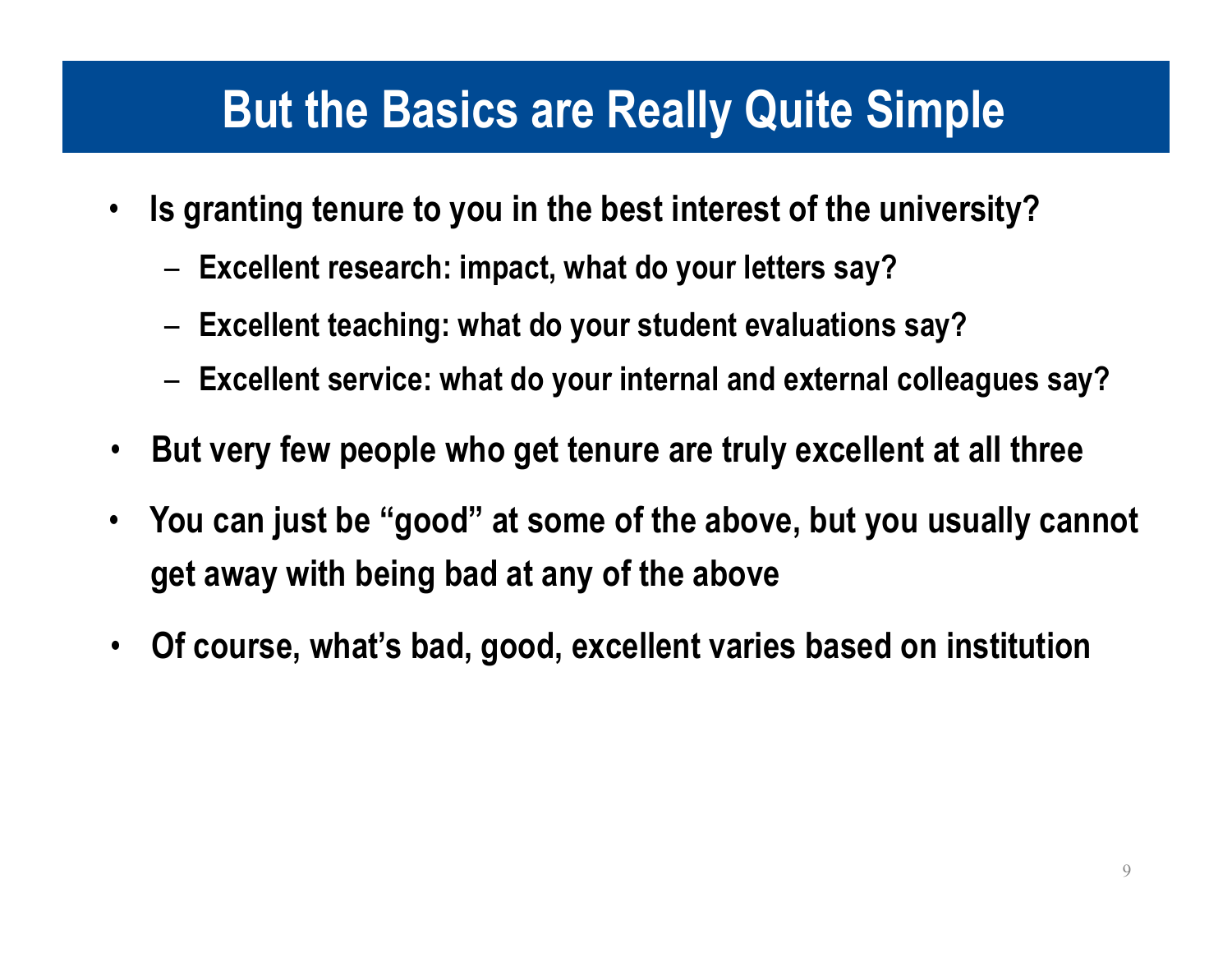# But the Basics are Really Quite Simple

- Is granting tenure to you in the best interest of the university?
  - Excellent research: impact, what do your letters say?
  - Excellent teaching: what do your student evaluations say?
  - Excellent service: what do your internal and external colleagues say?
- But very few people who get tenure are truly excellent at all three
- You can just be "good" at some of the above, but you usually cannot get away with being bad at any of the above
- Of course, what's bad, good, excellent varies based on institution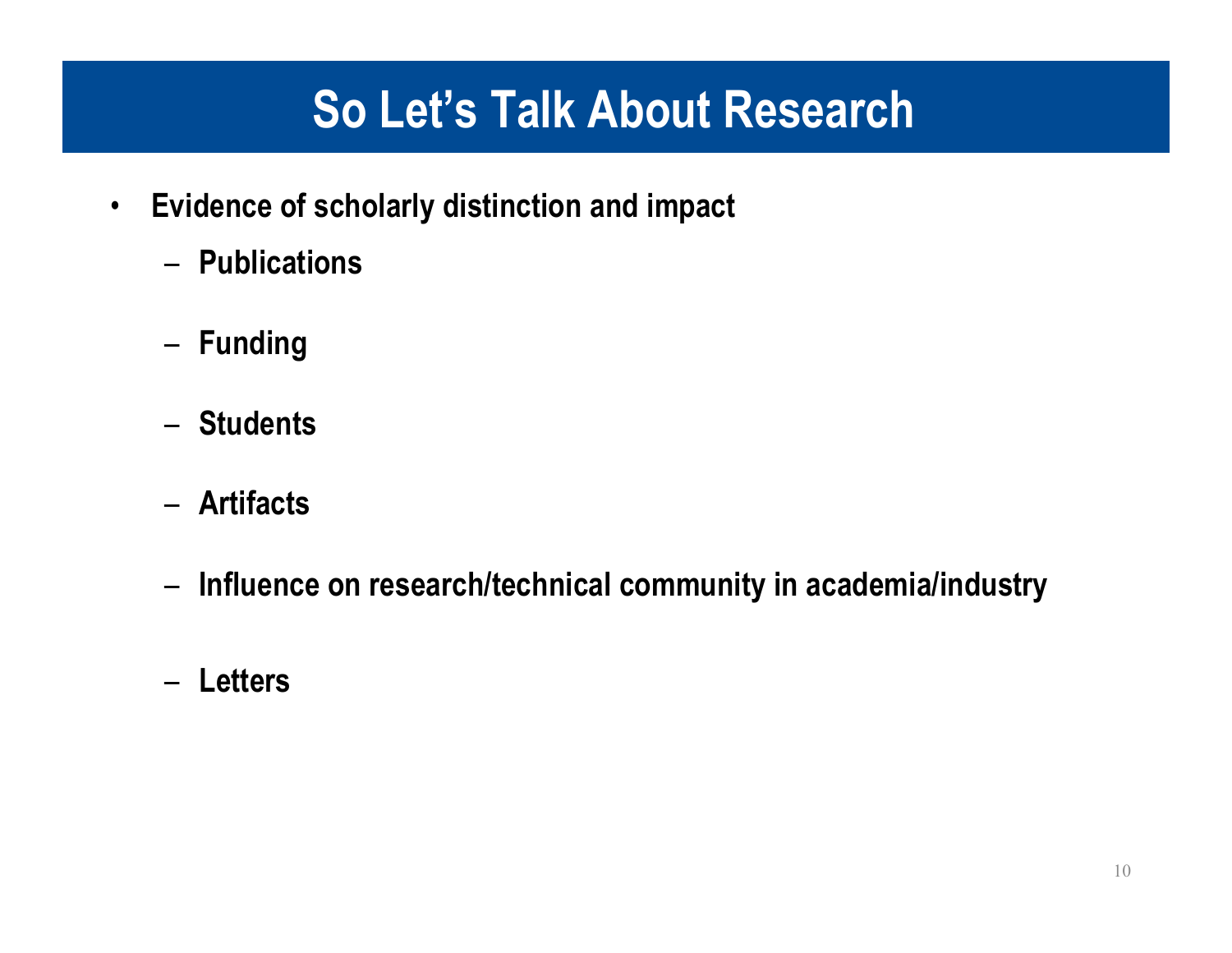# So Let's Talk About Research

- **Evidence of scholarly distinction and impact**
  - **Publications**
  - **Funding**
  - **Students**
  - **Artifacts**
  - **Influence on research/technical community in academia/industry**
  - **Letters**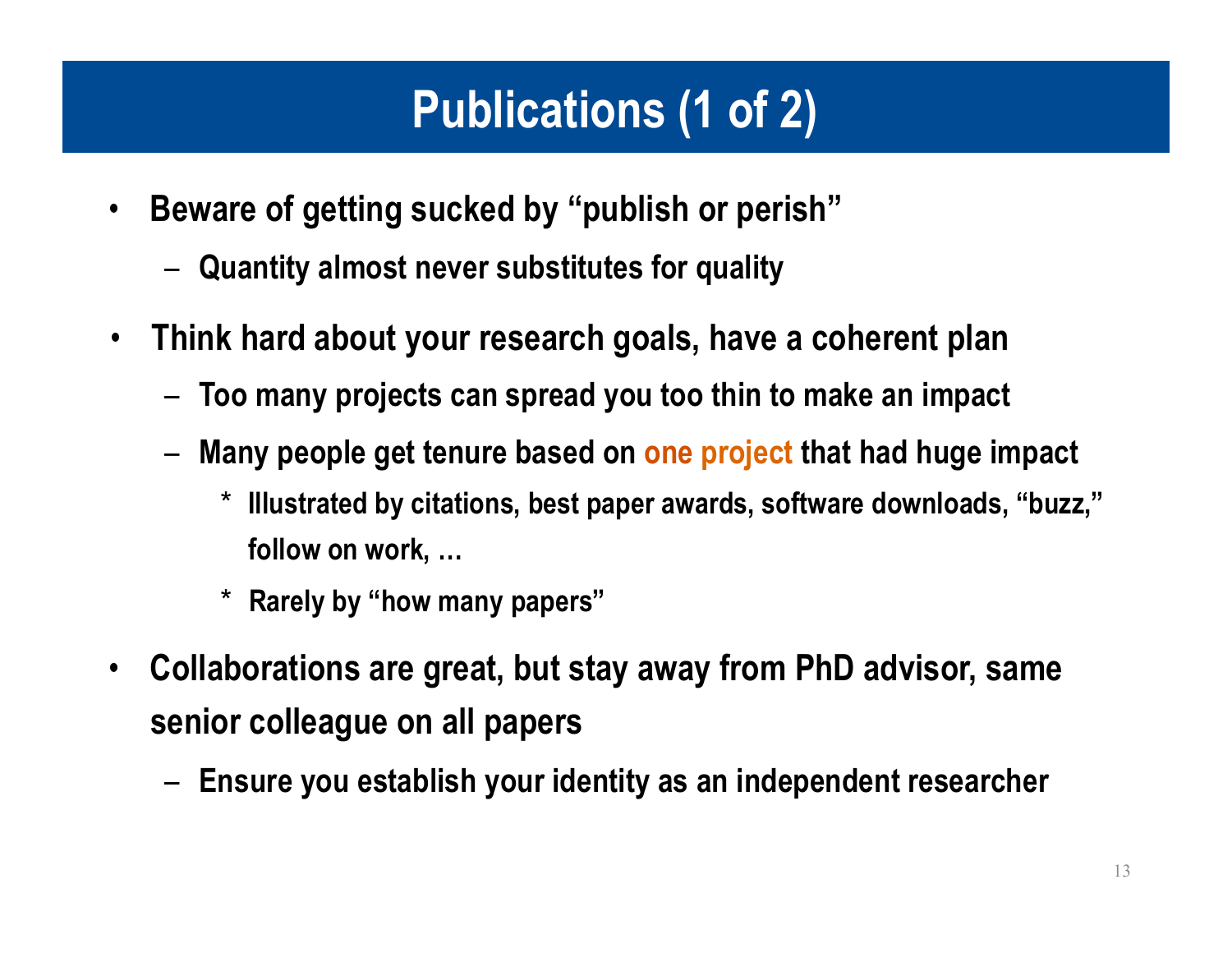# Publications (1 of 2)

- Beware of getting sucked by “publish or perish”
  - Quantity almost never substitutes for quality
- Think hard about your research goals, have a coherent plan
  - Too many projects can spread you too thin to make an impact
  - Many people get tenure based on one project that had huge impact
    - Illustrated by citations, best paper awards, software downloads, “buzz,” follow on work, …
    - Rarely by “how many papers”
- Collaborations are great, but stay away from PhD advisor, same senior colleague on all papers
  - Ensure you establish your identity as an independent researcher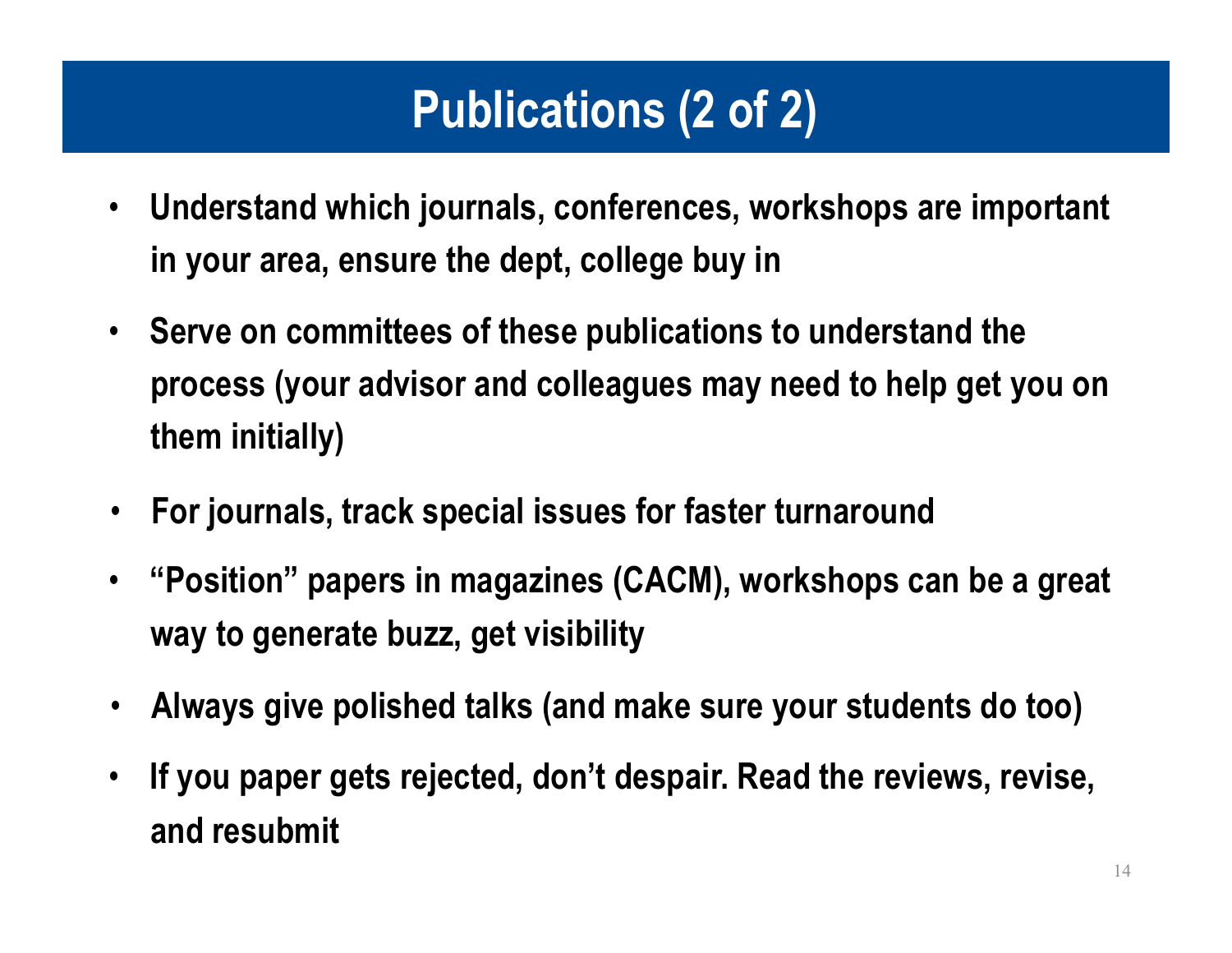# Publications (2 of 2)

- **Understand which journals, conferences, workshops are important in your area, ensure the dept, college buy in**
- **Serve on committees of these publications to understand the process (your advisor and colleagues may need to help get you on them initially)**
- **For journals, track special issues for faster turnaround**
- **"Position" papers in magazines (CACM), workshops can be a great way to generate buzz, get visibility**
- **Always give polished talks (and make sure your students do too)**
- **If you paper gets rejected, don't despair. Read the reviews, revise, and resubmit**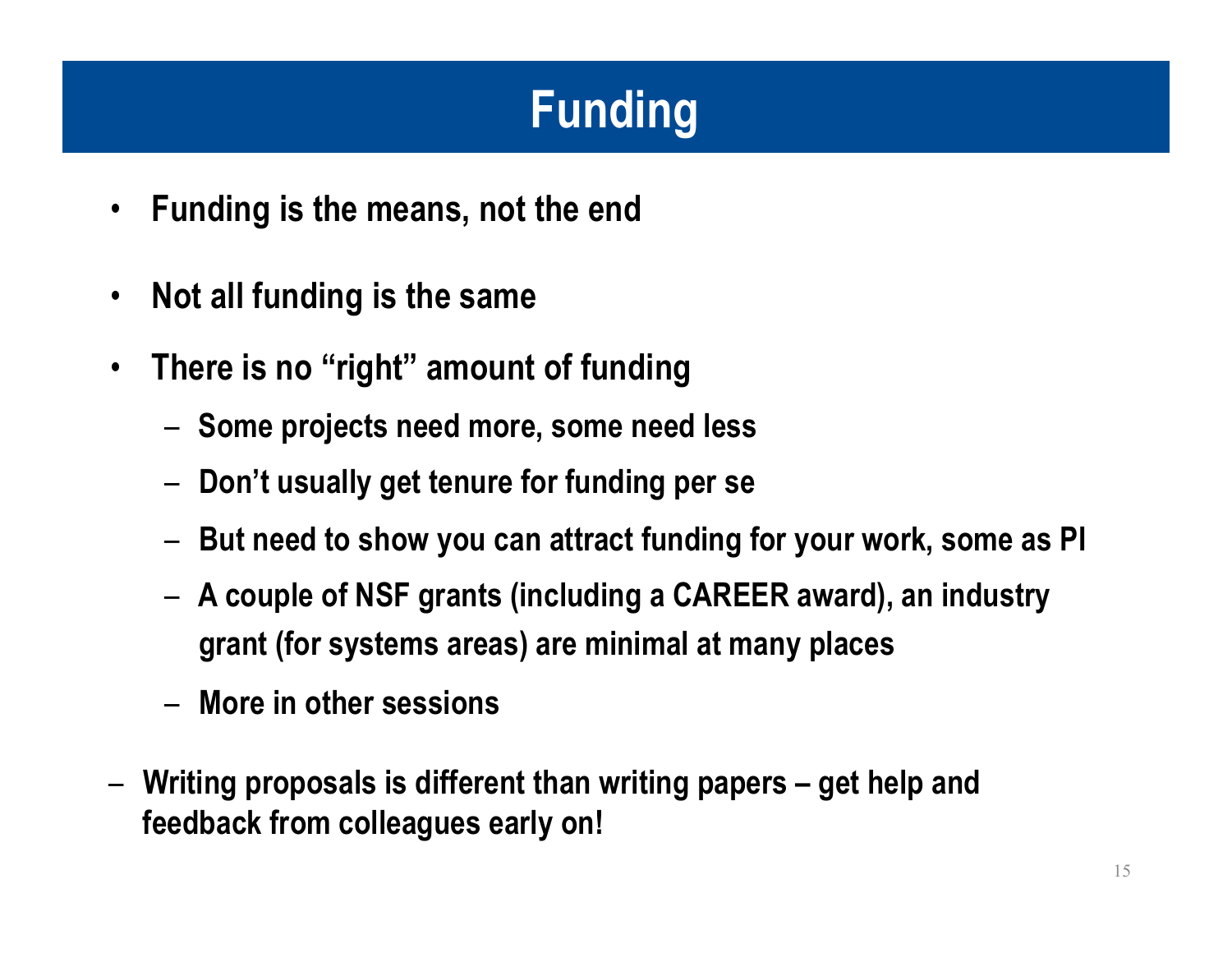# Funding

- Funding is the means, not the end
- Not all funding is the same
- There is no "right" amount of funding
  - Some projects need more, some need less
  - Don't usually get tenure for funding per se
  - But need to show you can attract funding for your work, some as PI
  - A couple of NSF grants (including a CAREER award), an industry grant (for systems areas) are minimal at many places
  - More in other sessions

- Writing proposals is different than writing papers – get help and feedback from colleagues early on!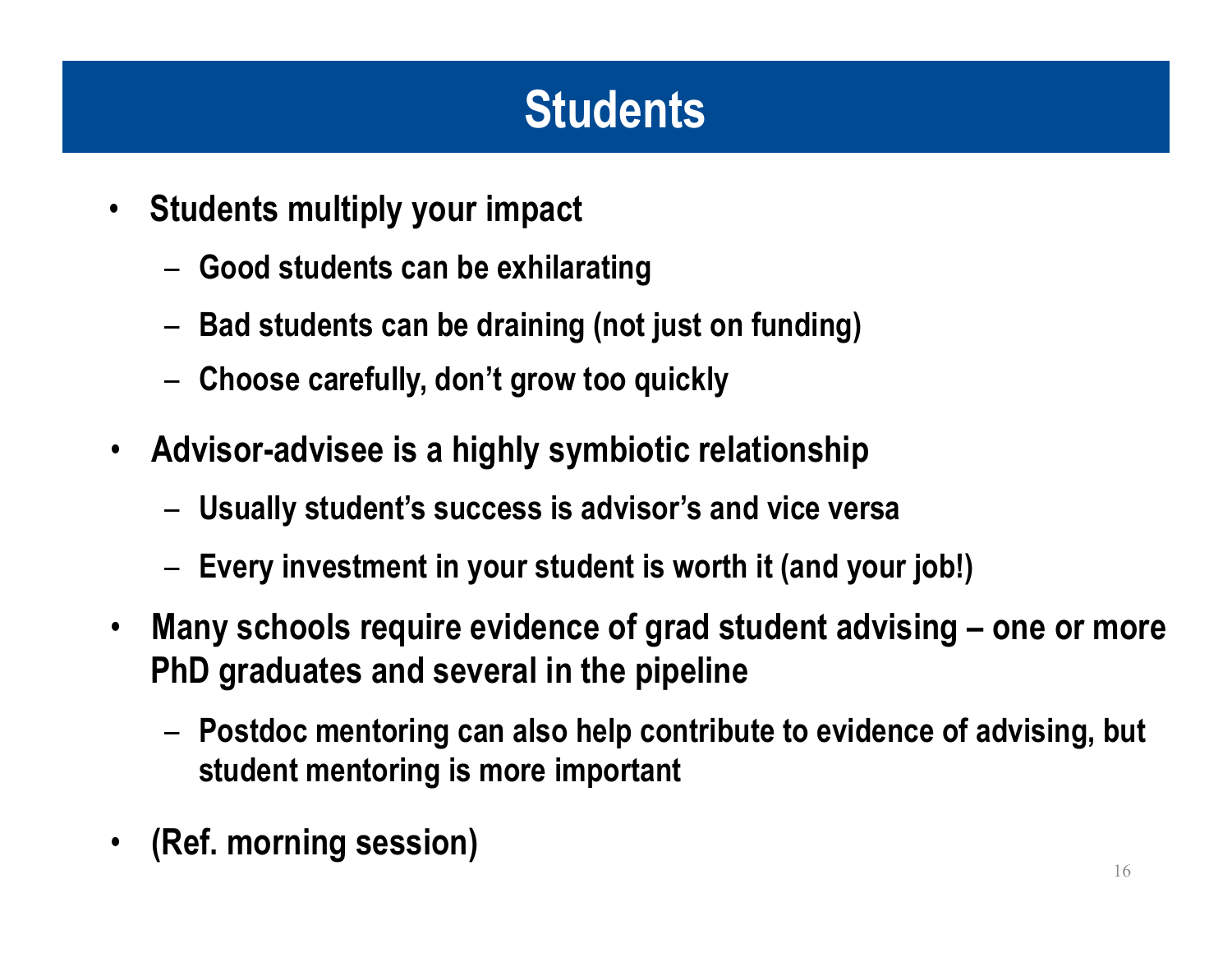# Students

- **Students multiply your impact**
  - **Good students can be exhilarating**
  - **Bad students can be draining (not just on funding)**
  - **Choose carefully, don't grow too quickly**
- **Advisor-advisee is a highly symbiotic relationship**
  - **Usually student's success is advisor's and vice versa**
  - **Every investment in your student is worth it (and your job!)**
- **Many schools require evidence of grad student advising – one or more PhD graduates and several in the pipeline**
  - **Postdoc mentoring can also help contribute to evidence of advising, but student mentoring is more important**
- **(Ref. morning session)**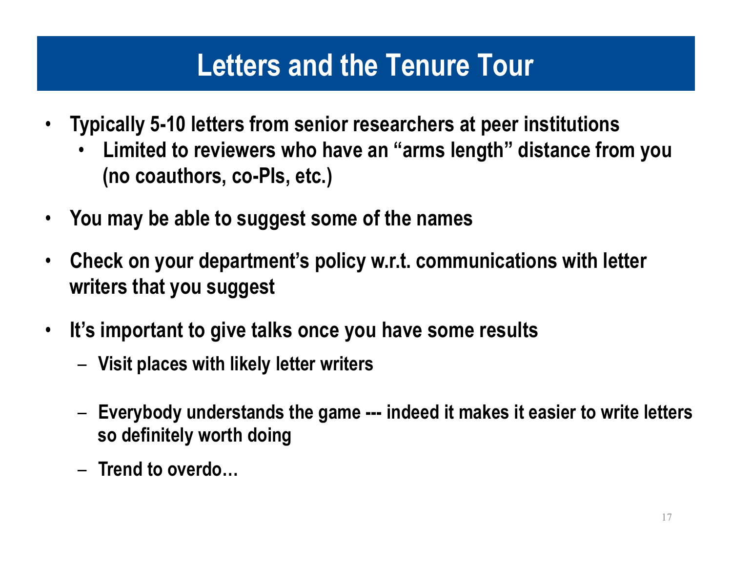# Letters and the Tenure Tour

- **Typically 5-10 letters from senior researchers at peer institutions**
  - **Limited to reviewers who have an "arms length" distance from you (no coauthors, co-PIs, etc.)**
- **You may be able to suggest some of the names**
- **Check on your department's policy w.r.t. communications with letter writers that you suggest**
- **It's important to give talks once you have some results**
  - **Visit places with likely letter writers**
  - **Everybody understands the game --- indeed it makes it easier to write letters so definitely worth doing**
  - **Trend to overdo…**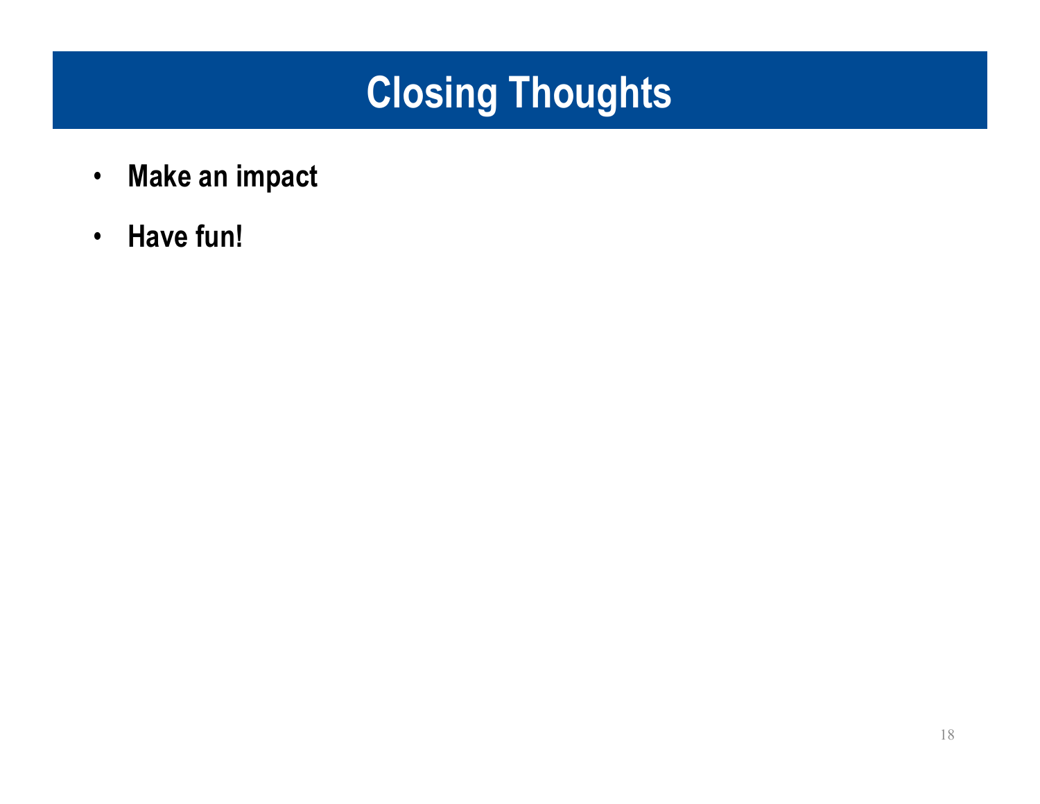# Closing Thoughts

- **Make an impact**
- **Have fun!**